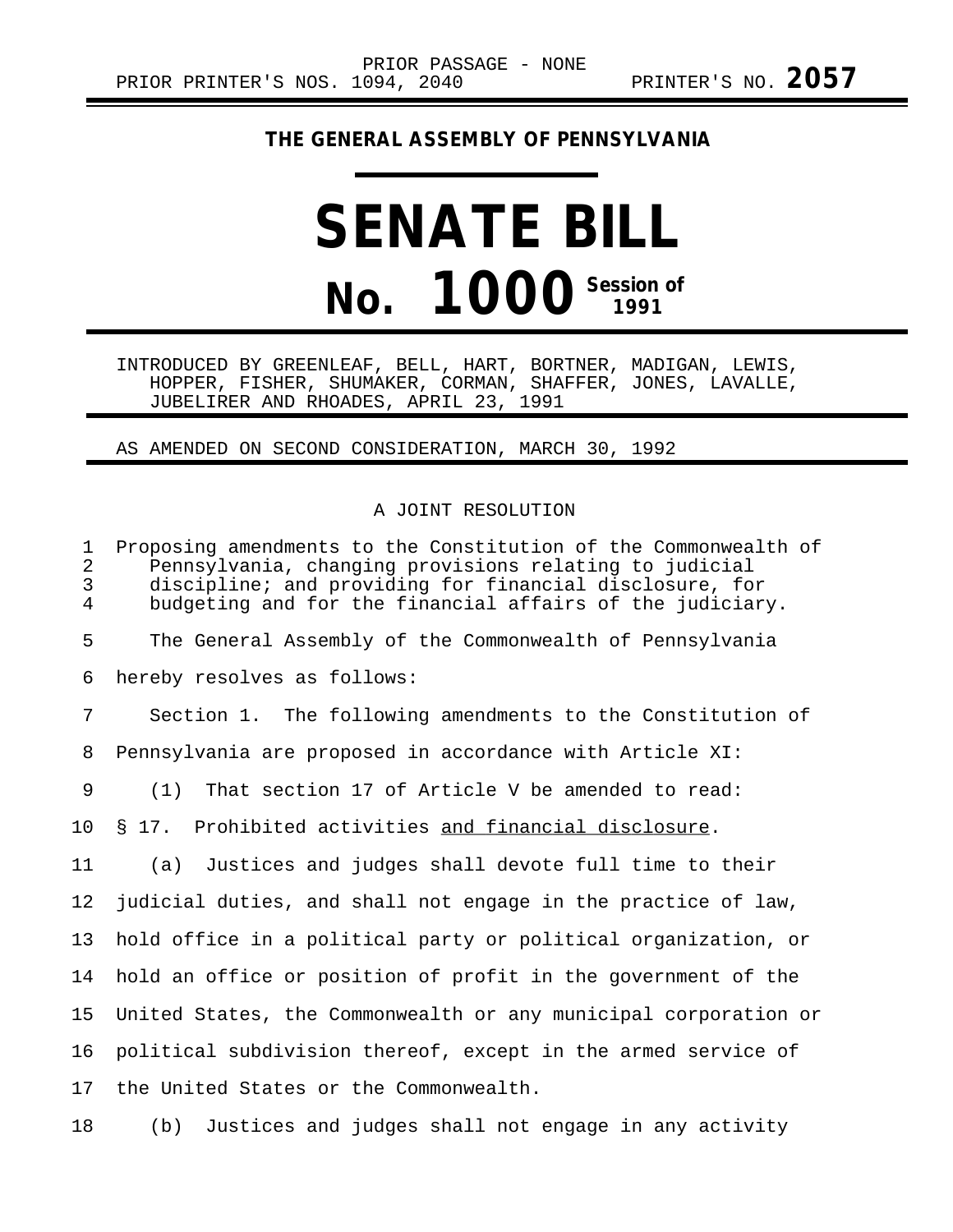PRIOR PASSAGE - NONE

PRIOR PRINTER'S NOS. 1094, 2040 PRINTER'S NO. **2057**

**THE GENERAL ASSEMBLY OF PENNSYLVANIA**

# SENATE BILL

# No. 1000 Session of 1991

INTRODUCED BY GREENLEAF, BELL, HART, BORTNER, MADIGAN, LEWIS, HOPPER, FISHER, SHUMAKER, CORMAN, SHAFFER, JONES, LAVALLE, JUBELIRER AND RHOADES, APRIL 23, 1991

AS AMENDED ON SECOND CONSIDERATION, MARCH 30, 1992

A JOINT RESOLUTION

Proposing amendments to the Constitution of the Commonwealth of Pennsylvania, changing provisions relating to judicial discipline; and providing for financial disclosure, for budgeting and for the financial affairs of the judiciary.

The General Assembly of the Commonwealth of Pennsylvania hereby resolves as follows:

Section 1. The following amendments to the Constitution of Pennsylvania are proposed in accordance with Article XI:

(1) That section 17 of Article V be amended to read:

§ 17. Prohibited activities <u>and financial disclosure</u>.

(a) Justices and judges shall devote full time to their judicial duties, and shall not engage in the practice of law, hold office in a political party or political organization, or hold an office or position of profit in the government of the United States, the Commonwealth or any municipal corporation or political subdivision thereof, except in the armed service of the United States or the Commonwealth.

(b) Justices and judges shall not engage in any activity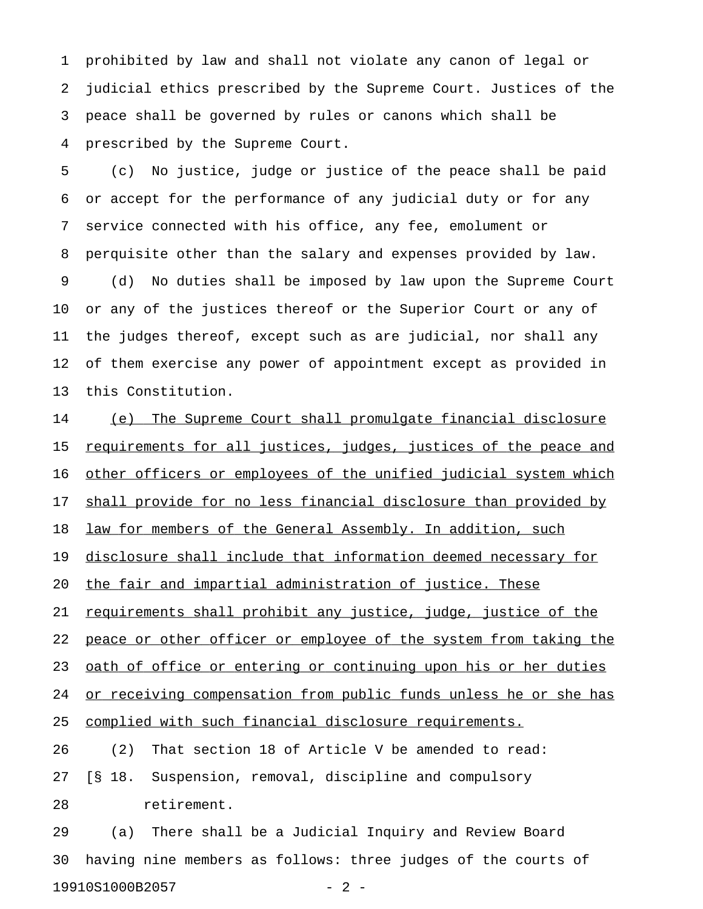prohibited by law and shall not violate any canon of legal or judicial ethics prescribed by the Supreme Court. Justices of the peace shall be governed by rules or canons which shall be prescribed by the Supreme Court.

(c) No justice, judge or justice of the peace shall be paid or accept for the performance of any judicial duty or for any service connected with his office, any fee, emolument or perquisite other than the salary and expenses provided by law.

(d) No duties shall be imposed by law upon the Supreme Court or any of the justices thereof or the Superior Court or any of the judges thereof, except such as are judicial, nor shall any of them exercise any power of appointment except as provided in this Constitution.

<u>(e) The Supreme Court shall promulgate financial disclosure requirements for all justices, judges, justices of the peace and other officers or employees of the unified judicial system which shall provide for no less financial disclosure than provided by law for members of the General Assembly. In addition, such disclosure shall include that information deemed necessary for the fair and impartial administration of justice. These requirements shall prohibit any justice, judge, justice of the peace or other officer or employee of the system from taking the oath of office or entering or continuing upon his or her duties or receiving compensation from public funds unless he or she has complied with such financial disclosure requirements.</u>

(2) That section 18 of Article V be amended to read:

[§ 18. Suspension, removal, discipline and compulsory retirement.

(a) There shall be a Judicial Inquiry and Review Board having nine members as follows: three judges of the courts of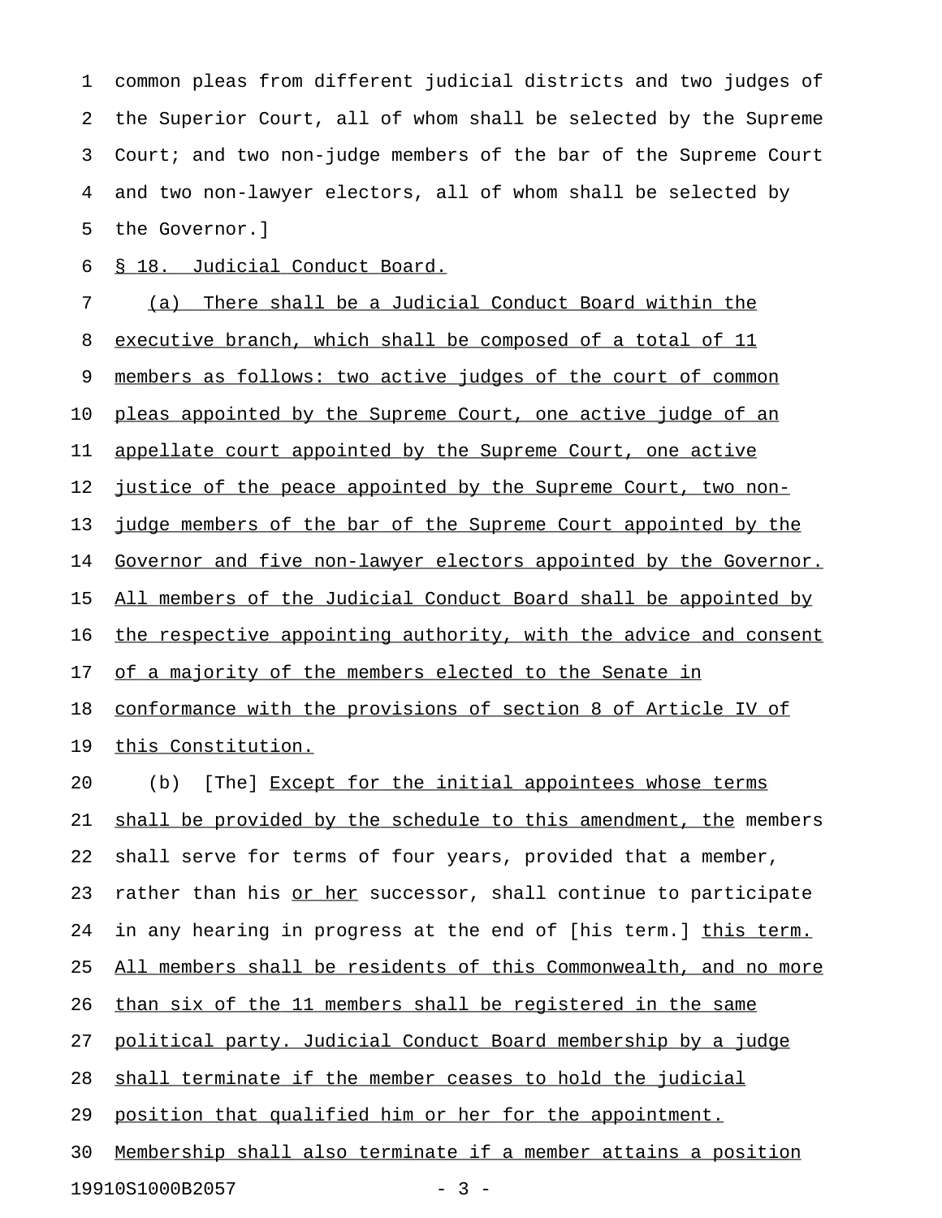common pleas from different judicial districts and two judges of the Superior Court, all of whom shall be selected by the Supreme Court; and two non-judge members of the bar of the Supreme Court and two non-lawyer electors, all of whom shall be selected by the Governor.]

§ 18. Judicial Conduct Board.

(a) There shall be a Judicial Conduct Board within the executive branch, which shall be composed of a total of 11 members as follows: two active judges of the court of common pleas appointed by the Supreme Court, one active judge of an appellate court appointed by the Supreme Court, one active justice of the peace appointed by the Supreme Court, two non-judge members of the bar of the Supreme Court appointed by the Governor and five non-lawyer electors appointed by the Governor. All members of the Judicial Conduct Board shall be appointed by the respective appointing authority, with the advice and consent of a majority of the members elected to the Senate in conformance with the provisions of section 8 of Article IV of this Constitution.

(b) [The] Except for the initial appointees whose terms shall be provided by the schedule to this amendment, the members shall serve for terms of four years, provided that a member, rather than his or her successor, shall continue to participate in any hearing in progress at the end of [his term.] this term. All members shall be residents of this Commonwealth, and no more than six of the 11 members shall be registered in the same political party. Judicial Conduct Board membership by a judge shall terminate if the member ceases to hold the judicial position that qualified him or her for the appointment. Membership shall also terminate if a member attains a position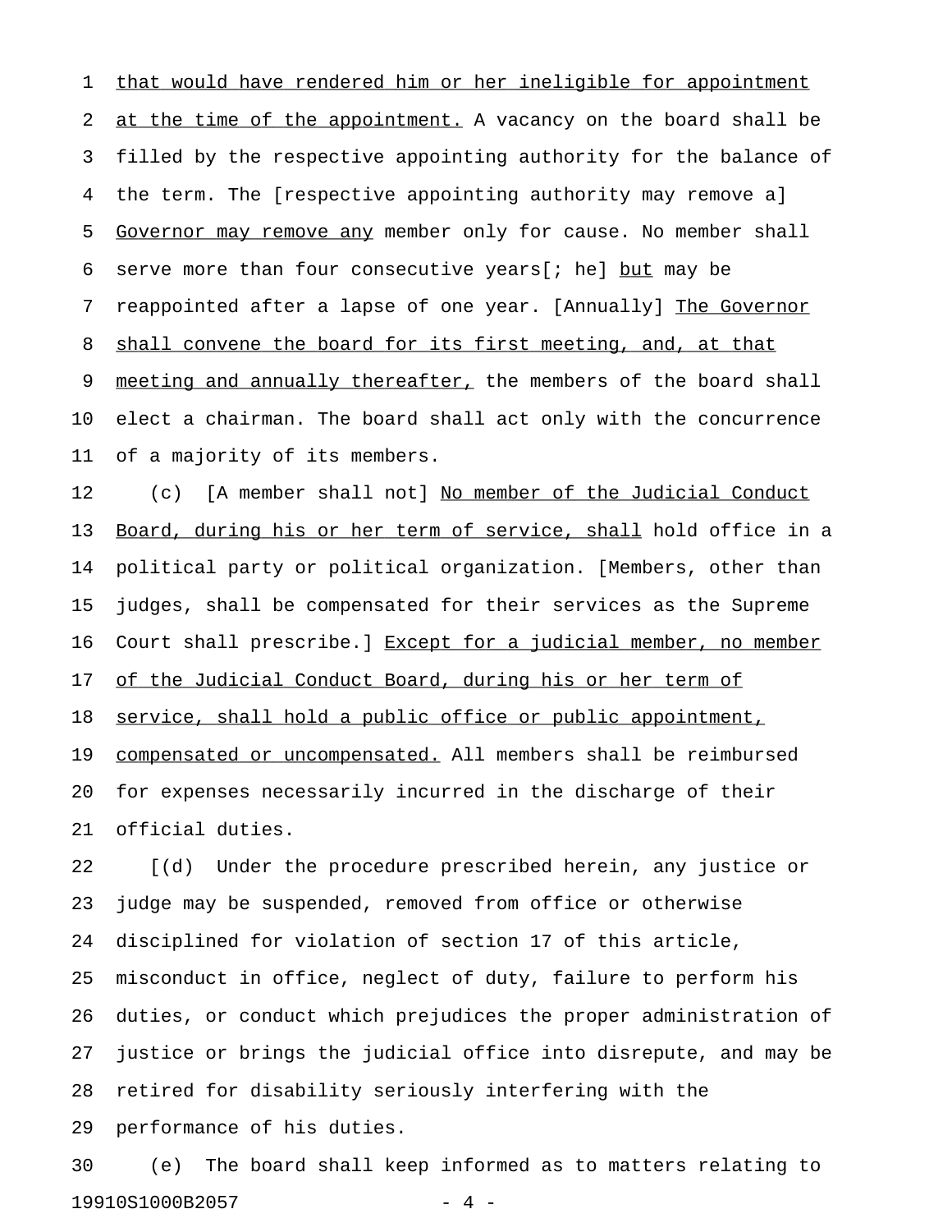that would have rendered him or her ineligible for appointment at the time of the appointment. A vacancy on the board shall be filled by the respective appointing authority for the balance of the term. The [respective appointing authority may remove a] Governor may remove any member only for cause. No member shall serve more than four consecutive years[; he] but may be reappointed after a lapse of one year. [Annually] The Governor shall convene the board for its first meeting, and, at that meeting and annually thereafter, the members of the board shall elect a chairman. The board shall act only with the concurrence of a majority of its members.

(c) [A member shall not] No member of the Judicial Conduct Board, during his or her term of service, shall hold office in a political party or political organization. [Members, other than judges, shall be compensated for their services as the Supreme Court shall prescribe.] Except for a judicial member, no member of the Judicial Conduct Board, during his or her term of service, shall hold a public office or public appointment, compensated or uncompensated. All members shall be reimbursed for expenses necessarily incurred in the discharge of their official duties.

[(d) Under the procedure prescribed herein, any justice or judge may be suspended, removed from office or otherwise disciplined for violation of section 17 of this article, misconduct in office, neglect of duty, failure to perform his duties, or conduct which prejudices the proper administration of justice or brings the judicial office into disrepute, and may be retired for disability seriously interfering with the performance of his duties.

(e) The board shall keep informed as to matters relating to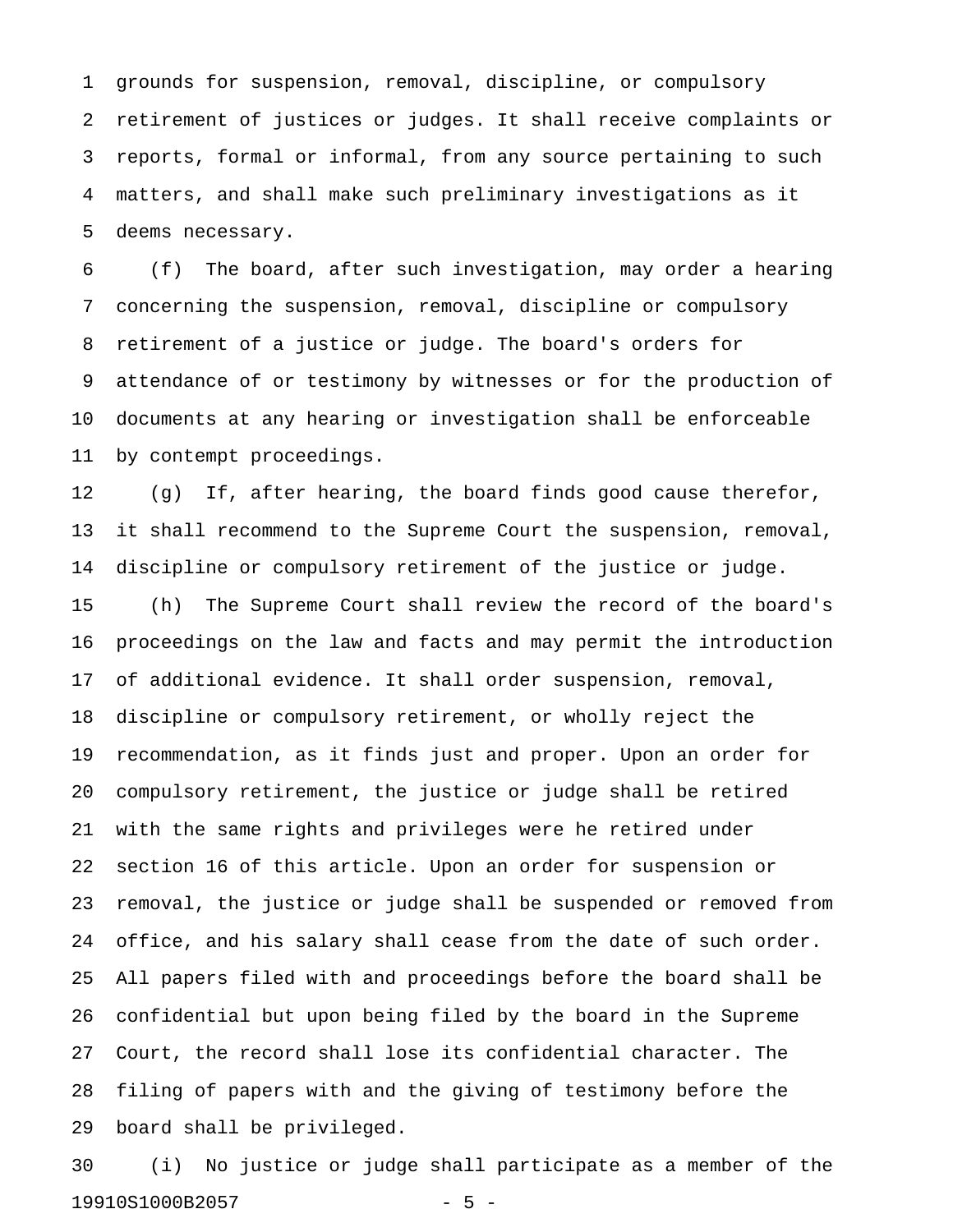grounds for suspension, removal, discipline, or compulsory retirement of justices or judges. It shall receive complaints or reports, formal or informal, from any source pertaining to such matters, and shall make such preliminary investigations as it deems necessary.

(f) The board, after such investigation, may order a hearing concerning the suspension, removal, discipline or compulsory retirement of a justice or judge. The board's orders for attendance of or testimony by witnesses or for the production of documents at any hearing or investigation shall be enforceable by contempt proceedings.

(g) If, after hearing, the board finds good cause therefor, it shall recommend to the Supreme Court the suspension, removal, discipline or compulsory retirement of the justice or judge.

(h) The Supreme Court shall review the record of the board's proceedings on the law and facts and may permit the introduction of additional evidence. It shall order suspension, removal, discipline or compulsory retirement, or wholly reject the recommendation, as it finds just and proper. Upon an order for compulsory retirement, the justice or judge shall be retired with the same rights and privileges were he retired under section 16 of this article. Upon an order for suspension or removal, the justice or judge shall be suspended or removed from office, and his salary shall cease from the date of such order. All papers filed with and proceedings before the board shall be confidential but upon being filed by the board in the Supreme Court, the record shall lose its confidential character. The filing of papers with and the giving of testimony before the board shall be privileged.

(i) No justice or judge shall participate as a member of the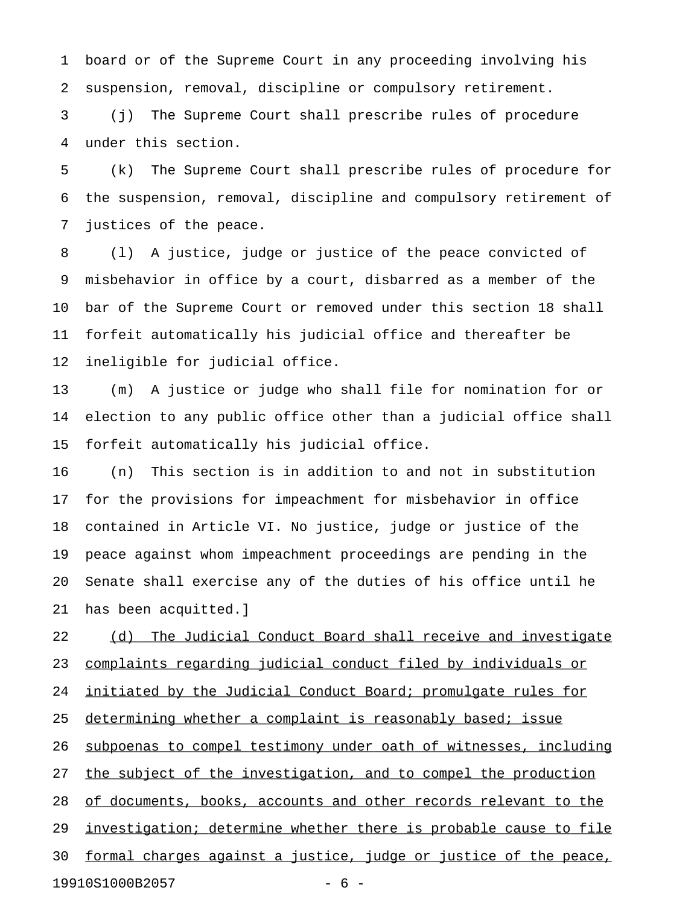board or of the Supreme Court in any proceeding involving his suspension, removal, discipline or compulsory retirement.

(j) The Supreme Court shall prescribe rules of procedure under this section.

(k) The Supreme Court shall prescribe rules of procedure for the suspension, removal, discipline and compulsory retirement of justices of the peace.

(l) A justice, judge or justice of the peace convicted of misbehavior in office by a court, disbarred as a member of the bar of the Supreme Court or removed under this section 18 shall forfeit automatically his judicial office and thereafter be ineligible for judicial office.

(m) A justice or judge who shall file for nomination for or election to any public office other than a judicial office shall forfeit automatically his judicial office.

(n) This section is in addition to and not in substitution for the provisions for impeachment for misbehavior in office contained in Article VI. No justice, judge or justice of the peace against whom impeachment proceedings are pending in the Senate shall exercise any of the duties of his office until he has been acquitted.]

<u>(d) The Judicial Conduct Board shall receive and investigate complaints regarding judicial conduct filed by individuals or initiated by the Judicial Conduct Board; promulgate rules for determining whether a complaint is reasonably based; issue subpoenas to compel testimony under oath of witnesses, including the subject of the investigation, and to compel the production of documents, books, accounts and other records relevant to the investigation; determine whether there is probable cause to file formal charges against a justice, judge or justice of the peace,</u>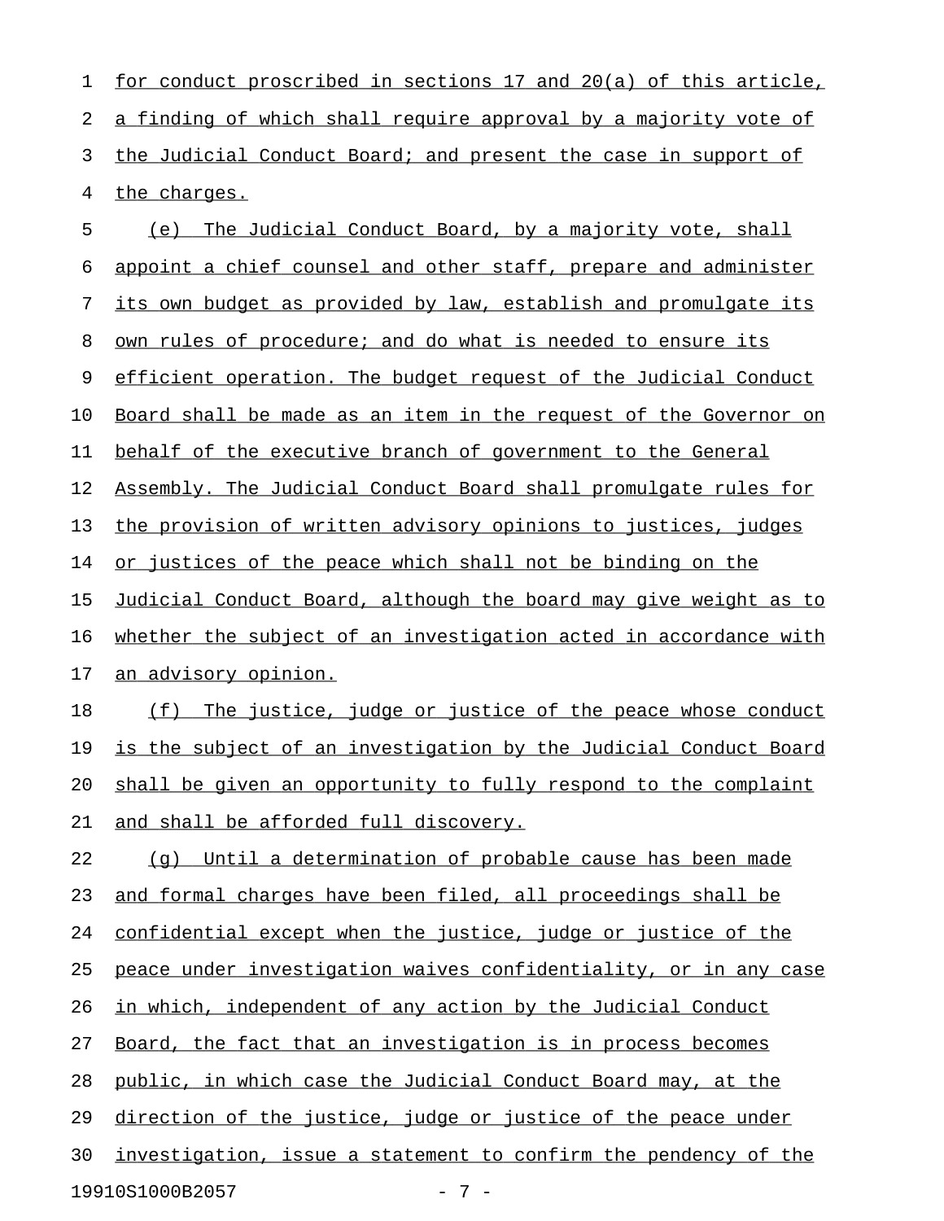for conduct proscribed in sections 17 and 20(a) of this article, a finding of which shall require approval by a majority vote of the Judicial Conduct Board; and present the case in support of the charges.

(e) The Judicial Conduct Board, by a majority vote, shall appoint a chief counsel and other staff, prepare and administer its own budget as provided by law, establish and promulgate its own rules of procedure; and do what is needed to ensure its efficient operation. The budget request of the Judicial Conduct Board shall be made as an item in the request of the Governor on behalf of the executive branch of government to the General Assembly. The Judicial Conduct Board shall promulgate rules for the provision of written advisory opinions to justices, judges or justices of the peace which shall not be binding on the Judicial Conduct Board, although the board may give weight as to whether the subject of an investigation acted in accordance with an advisory opinion.

(f) The justice, judge or justice of the peace whose conduct is the subject of an investigation by the Judicial Conduct Board shall be given an opportunity to fully respond to the complaint and shall be afforded full discovery.

(g) Until a determination of probable cause has been made and formal charges have been filed, all proceedings shall be confidential except when the justice, judge or justice of the peace under investigation waives confidentiality, or in any case in which, independent of any action by the Judicial Conduct Board, the fact that an investigation is in process becomes public, in which case the Judicial Conduct Board may, at the direction of the justice, judge or justice of the peace under investigation, issue a statement to confirm the pendency of the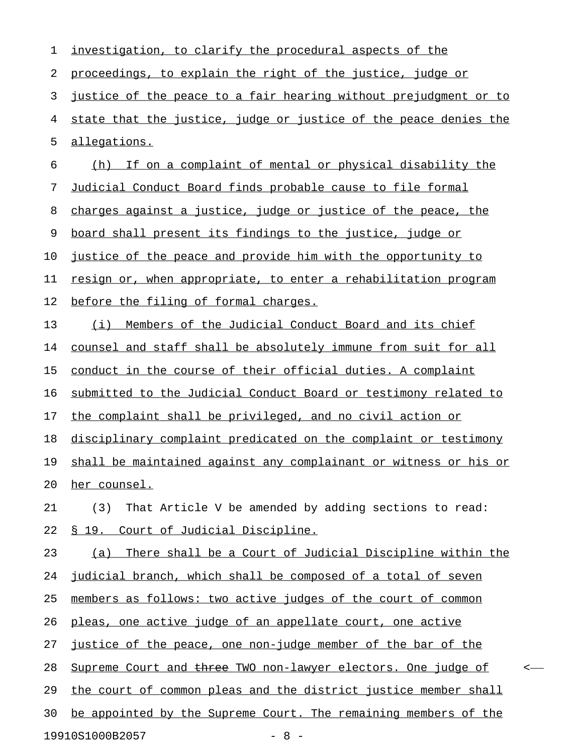investigation, to clarify the procedural aspects of the proceedings, to explain the right of the justice, judge or justice of the peace to a fair hearing without prejudgment or to state that the justice, judge or justice of the peace denies the allegations.

(h) If on a complaint of mental or physical disability the Judicial Conduct Board finds probable cause to file formal charges against a justice, judge or justice of the peace, the board shall present its findings to the justice, judge or justice of the peace and provide him with the opportunity to resign or, when appropriate, to enter a rehabilitation program before the filing of formal charges.

(i) Members of the Judicial Conduct Board and its chief counsel and staff shall be absolutely immune from suit for all conduct in the course of their official duties. A complaint submitted to the Judicial Conduct Board or testimony related to the complaint shall be privileged, and no civil action or disciplinary complaint predicated on the complaint or testimony shall be maintained against any complainant or witness or his or her counsel.

(3) That Article V be amended by adding sections to read:

§ 19. Court of Judicial Discipline.

(a) There shall be a Court of Judicial Discipline within the judicial branch, which shall be composed of a total of seven members as follows: two active judges of the court of common pleas, one active judge of an appellate court, one active justice of the peace, one non-judge member of the bar of the Supreme Court and ~~three~~ TWO non-lawyer electors. One judge of the court of common pleas and the district justice member shall be appointed by the Supreme Court. The remaining members of the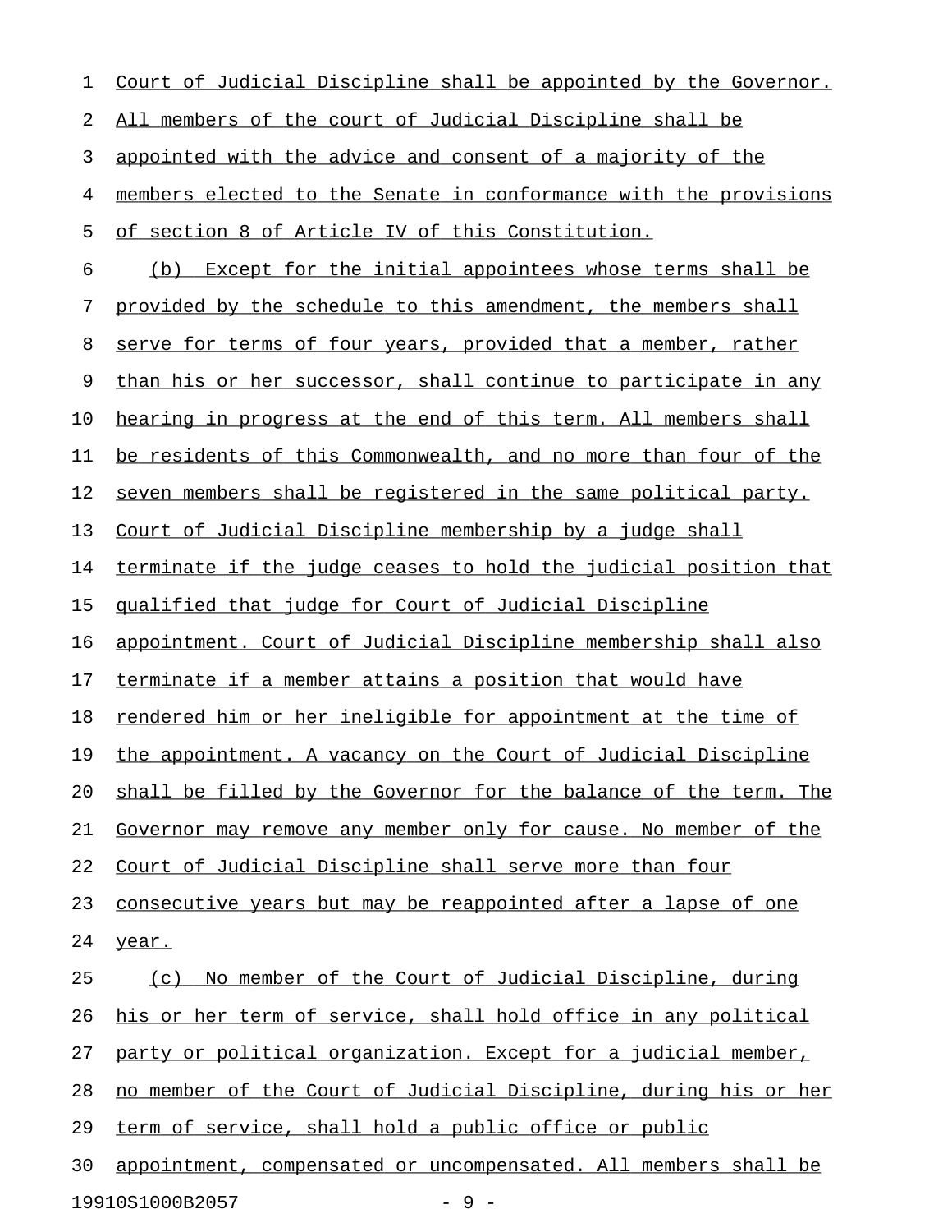Court of Judicial Discipline shall be appointed by the Governor. All members of the court of Judicial Discipline shall be appointed with the advice and consent of a majority of the members elected to the Senate in conformance with the provisions of section 8 of Article IV of this Constitution.

(b) Except for the initial appointees whose terms shall be provided by the schedule to this amendment, the members shall serve for terms of four years, provided that a member, rather than his or her successor, shall continue to participate in any hearing in progress at the end of this term. All members shall be residents of this Commonwealth, and no more than four of the seven members shall be registered in the same political party. Court of Judicial Discipline membership by a judge shall terminate if the judge ceases to hold the judicial position that qualified that judge for Court of Judicial Discipline appointment. Court of Judicial Discipline membership shall also terminate if a member attains a position that would have rendered him or her ineligible for appointment at the time of the appointment. A vacancy on the Court of Judicial Discipline shall be filled by the Governor for the balance of the term. The Governor may remove any member only for cause. No member of the Court of Judicial Discipline shall serve more than four consecutive years but may be reappointed after a lapse of one year.

(c) No member of the Court of Judicial Discipline, during his or her term of service, shall hold office in any political party or political organization. Except for a judicial member, no member of the Court of Judicial Discipline, during his or her term of service, shall hold a public office or public appointment, compensated or uncompensated. All members shall be

19910S1000B2057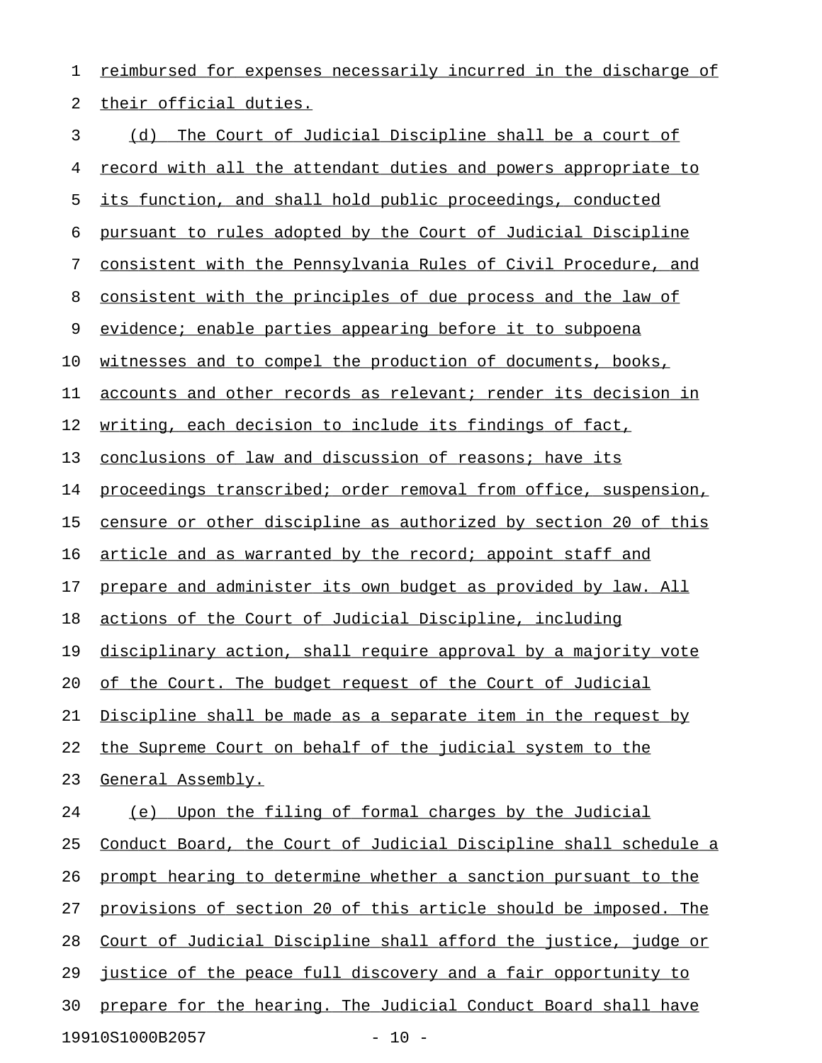reimbursed for expenses necessarily incurred in the discharge of their official duties.

(d) The Court of Judicial Discipline shall be a court of record with all the attendant duties and powers appropriate to its function, and shall hold public proceedings, conducted pursuant to rules adopted by the Court of Judicial Discipline consistent with the Pennsylvania Rules of Civil Procedure, and consistent with the principles of due process and the law of evidence; enable parties appearing before it to subpoena witnesses and to compel the production of documents, books, accounts and other records as relevant; render its decision in writing, each decision to include its findings of fact, conclusions of law and discussion of reasons; have its proceedings transcribed; order removal from office, suspension, censure or other discipline as authorized by section 20 of this article and as warranted by the record; appoint staff and prepare and administer its own budget as provided by law. All actions of the Court of Judicial Discipline, including disciplinary action, shall require approval by a majority vote of the Court. The budget request of the Court of Judicial Discipline shall be made as a separate item in the request by the Supreme Court on behalf of the judicial system to the General Assembly.

(e) Upon the filing of formal charges by the Judicial Conduct Board, the Court of Judicial Discipline shall schedule a prompt hearing to determine whether a sanction pursuant to the provisions of section 20 of this article should be imposed. The Court of Judicial Discipline shall afford the justice, judge or justice of the peace full discovery and a fair opportunity to prepare for the hearing. The Judicial Conduct Board shall have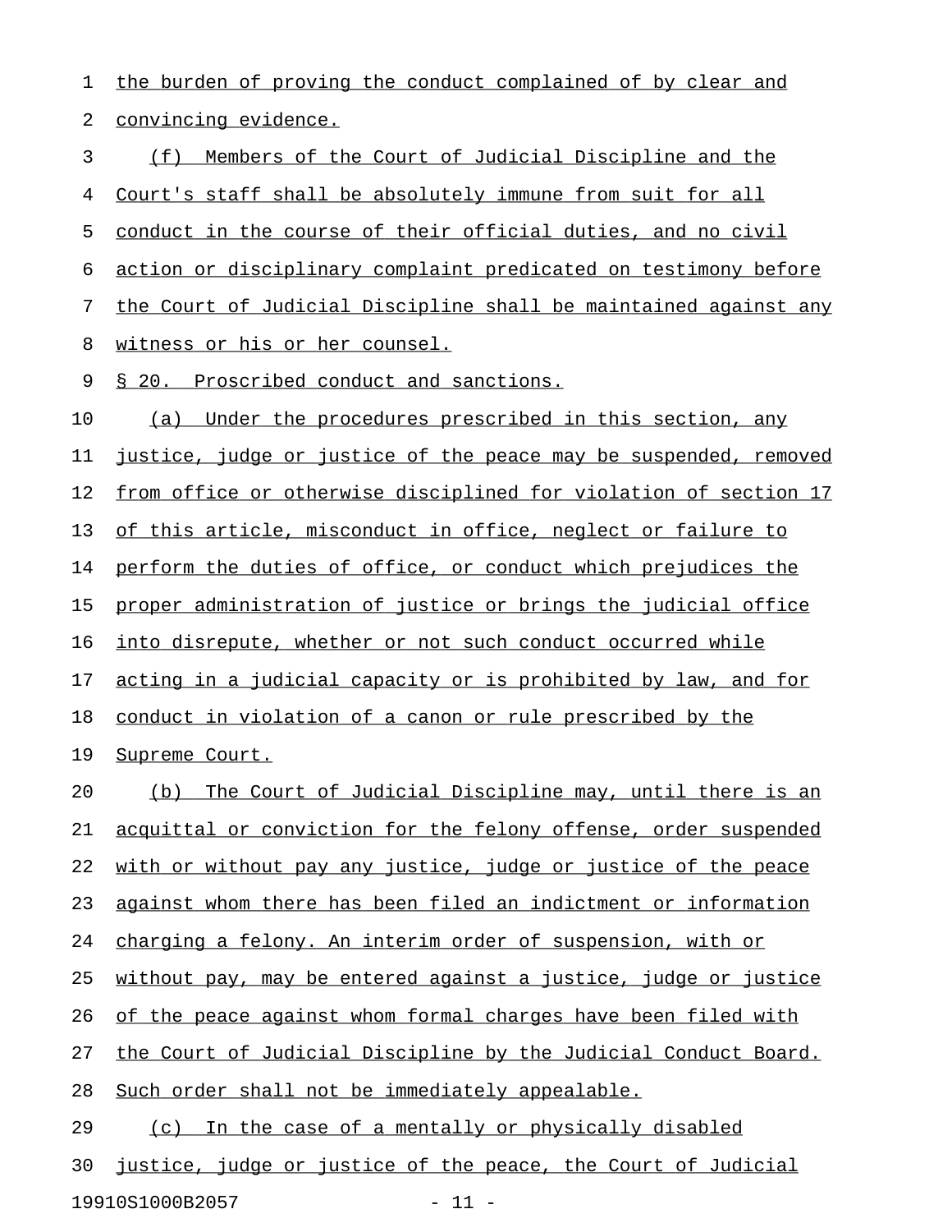the burden of proving the conduct complained of by clear and convincing evidence.

(f) Members of the Court of Judicial Discipline and the Court's staff shall be absolutely immune from suit for all conduct in the course of their official duties, and no civil action or disciplinary complaint predicated on testimony before the Court of Judicial Discipline shall be maintained against any witness or his or her counsel.

§ 20. Proscribed conduct and sanctions.

(a) Under the procedures prescribed in this section, any justice, judge or justice of the peace may be suspended, removed from office or otherwise disciplined for violation of section 17 of this article, misconduct in office, neglect or failure to perform the duties of office, or conduct which prejudices the proper administration of justice or brings the judicial office into disrepute, whether or not such conduct occurred while acting in a judicial capacity or is prohibited by law, and for conduct in violation of a canon or rule prescribed by the Supreme Court.

(b) The Court of Judicial Discipline may, until there is an acquittal or conviction for the felony offense, order suspended with or without pay any justice, judge or justice of the peace against whom there has been filed an indictment or information charging a felony. An interim order of suspension, with or without pay, may be entered against a justice, judge or justice of the peace against whom formal charges have been filed with the Court of Judicial Discipline by the Judicial Conduct Board. Such order shall not be immediately appealable.

(c) In the case of a mentally or physically disabled justice, judge or justice of the peace, the Court of Judicial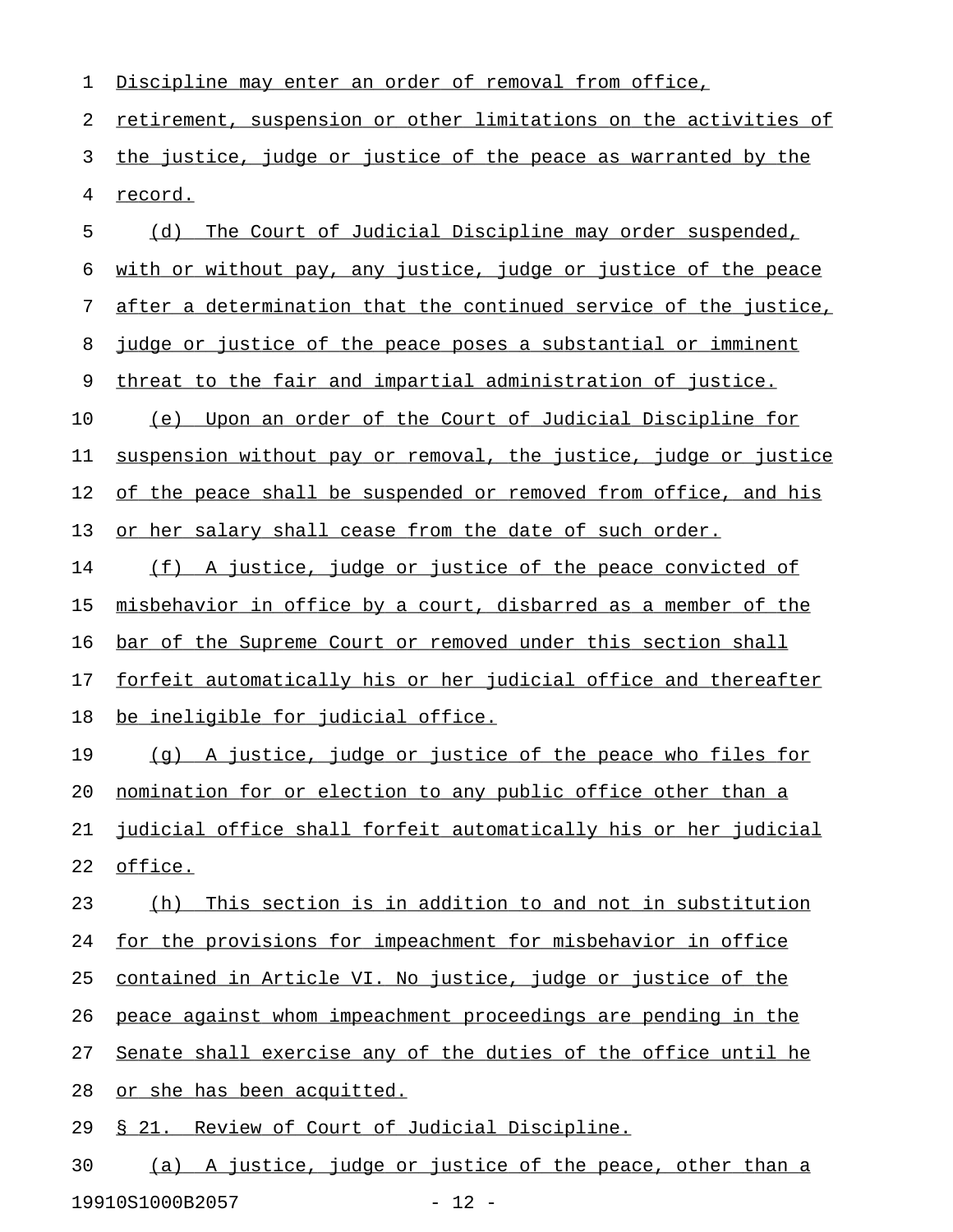Discipline may enter an order of removal from office, retirement, suspension or other limitations on the activities of the justice, judge or justice of the peace as warranted by the record.

(d) The Court of Judicial Discipline may order suspended, with or without pay, any justice, judge or justice of the peace after a determination that the continued service of the justice, judge or justice of the peace poses a substantial or imminent threat to the fair and impartial administration of justice.

(e) Upon an order of the Court of Judicial Discipline for suspension without pay or removal, the justice, judge or justice of the peace shall be suspended or removed from office, and his or her salary shall cease from the date of such order.

(f) A justice, judge or justice of the peace convicted of misbehavior in office by a court, disbarred as a member of the bar of the Supreme Court or removed under this section shall forfeit automatically his or her judicial office and thereafter be ineligible for judicial office.

(g) A justice, judge or justice of the peace who files for nomination for or election to any public office other than a judicial office shall forfeit automatically his or her judicial office.

(h) This section is in addition to and not in substitution for the provisions for impeachment for misbehavior in office contained in Article VI. No justice, judge or justice of the peace against whom impeachment proceedings are pending in the Senate shall exercise any of the duties of the office until he or she has been acquitted.

§ 21. Review of Court of Judicial Discipline.

(a) A justice, judge or justice of the peace, other than a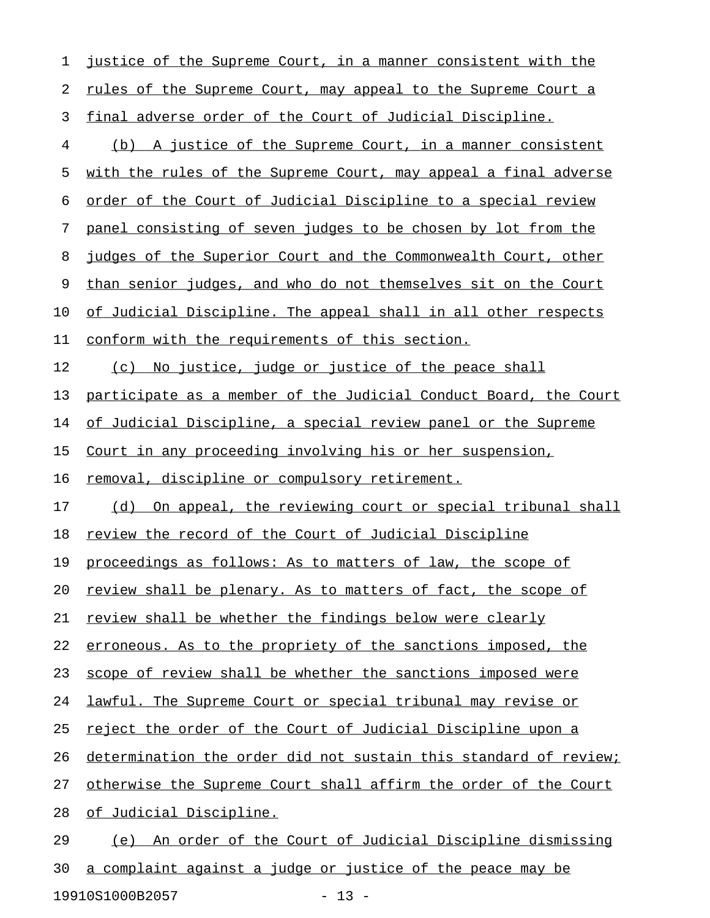justice of the Supreme Court, in a manner consistent with the rules of the Supreme Court, may appeal to the Supreme Court a final adverse order of the Court of Judicial Discipline.

(b) A justice of the Supreme Court, in a manner consistent with the rules of the Supreme Court, may appeal a final adverse order of the Court of Judicial Discipline to a special review panel consisting of seven judges to be chosen by lot from the judges of the Superior Court and the Commonwealth Court, other than senior judges, and who do not themselves sit on the Court of Judicial Discipline. The appeal shall in all other respects conform with the requirements of this section.

(c) No justice, judge or justice of the peace shall participate as a member of the Judicial Conduct Board, the Court of Judicial Discipline, a special review panel or the Supreme Court in any proceeding involving his or her suspension, removal, discipline or compulsory retirement.

(d) On appeal, the reviewing court or special tribunal shall review the record of the Court of Judicial Discipline proceedings as follows: As to matters of law, the scope of review shall be plenary. As to matters of fact, the scope of review shall be whether the findings below were clearly erroneous. As to the propriety of the sanctions imposed, the scope of review shall be whether the sanctions imposed were lawful. The Supreme Court or special tribunal may revise or reject the order of the Court of Judicial Discipline upon a determination the order did not sustain this standard of review; otherwise the Supreme Court shall affirm the order of the Court of Judicial Discipline.

(e) An order of the Court of Judicial Discipline dismissing a complaint against a judge or justice of the peace may be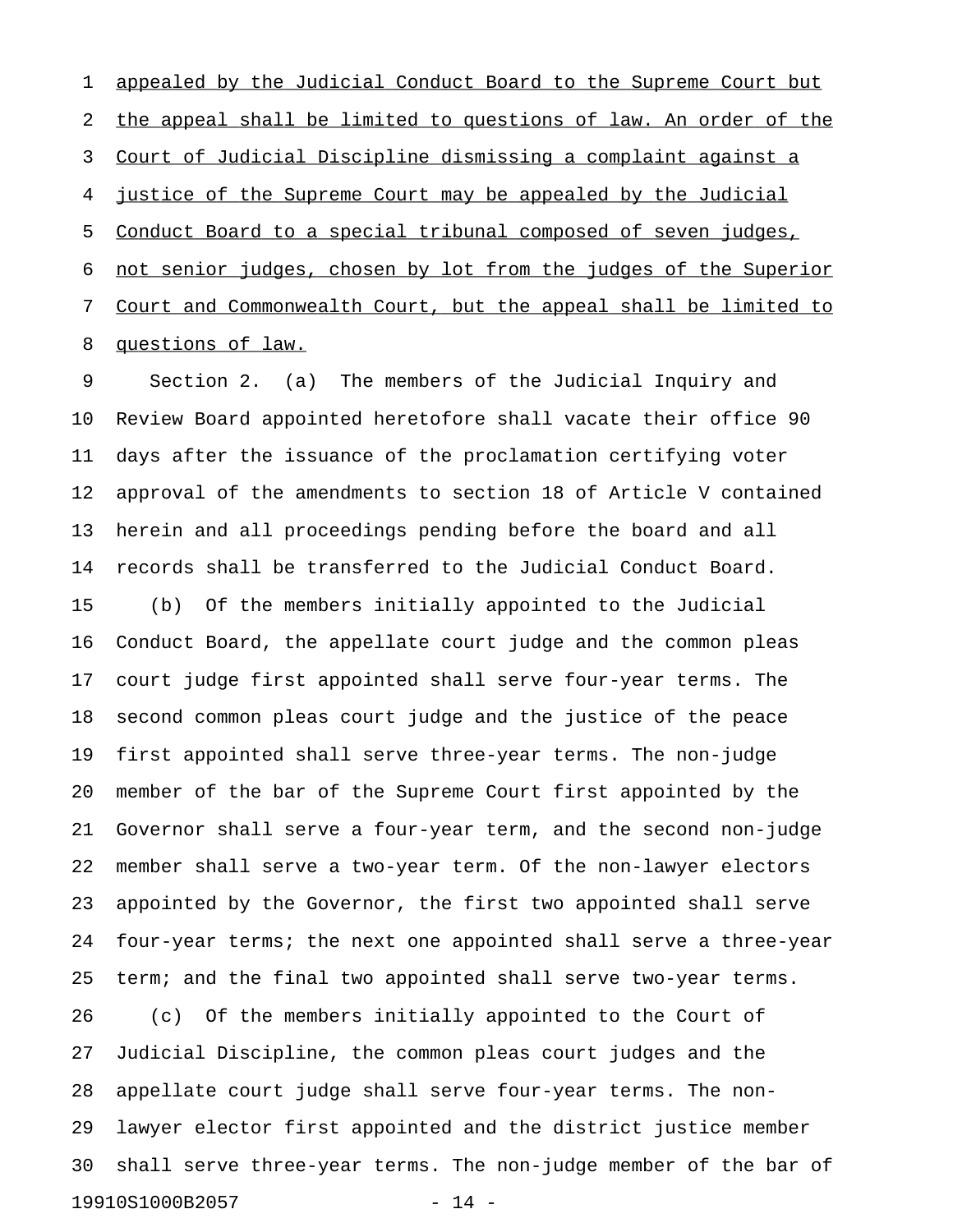appealed by the Judicial Conduct Board to the Supreme Court but the appeal shall be limited to questions of law. An order of the Court of Judicial Discipline dismissing a complaint against a justice of the Supreme Court may be appealed by the Judicial Conduct Board to a special tribunal composed of seven judges, not senior judges, chosen by lot from the judges of the Superior Court and Commonwealth Court, but the appeal shall be limited to questions of law.

Section 2. (a) The members of the Judicial Inquiry and Review Board appointed heretofore shall vacate their office 90 days after the issuance of the proclamation certifying voter approval of the amendments to section 18 of Article V contained herein and all proceedings pending before the board and all records shall be transferred to the Judicial Conduct Board.

(b) Of the members initially appointed to the Judicial Conduct Board, the appellate court judge and the common pleas court judge first appointed shall serve four-year terms. The second common pleas court judge and the justice of the peace first appointed shall serve three-year terms. The non-judge member of the bar of the Supreme Court first appointed by the Governor shall serve a four-year term, and the second non-judge member shall serve a two-year term. Of the non-lawyer electors appointed by the Governor, the first two appointed shall serve four-year terms; the next one appointed shall serve a three-year term; and the final two appointed shall serve two-year terms.

(c) Of the members initially appointed to the Court of Judicial Discipline, the common pleas court judges and the appellate court judge shall serve four-year terms. The non-lawyer elector first appointed and the district justice member shall serve three-year terms. The non-judge member of the bar of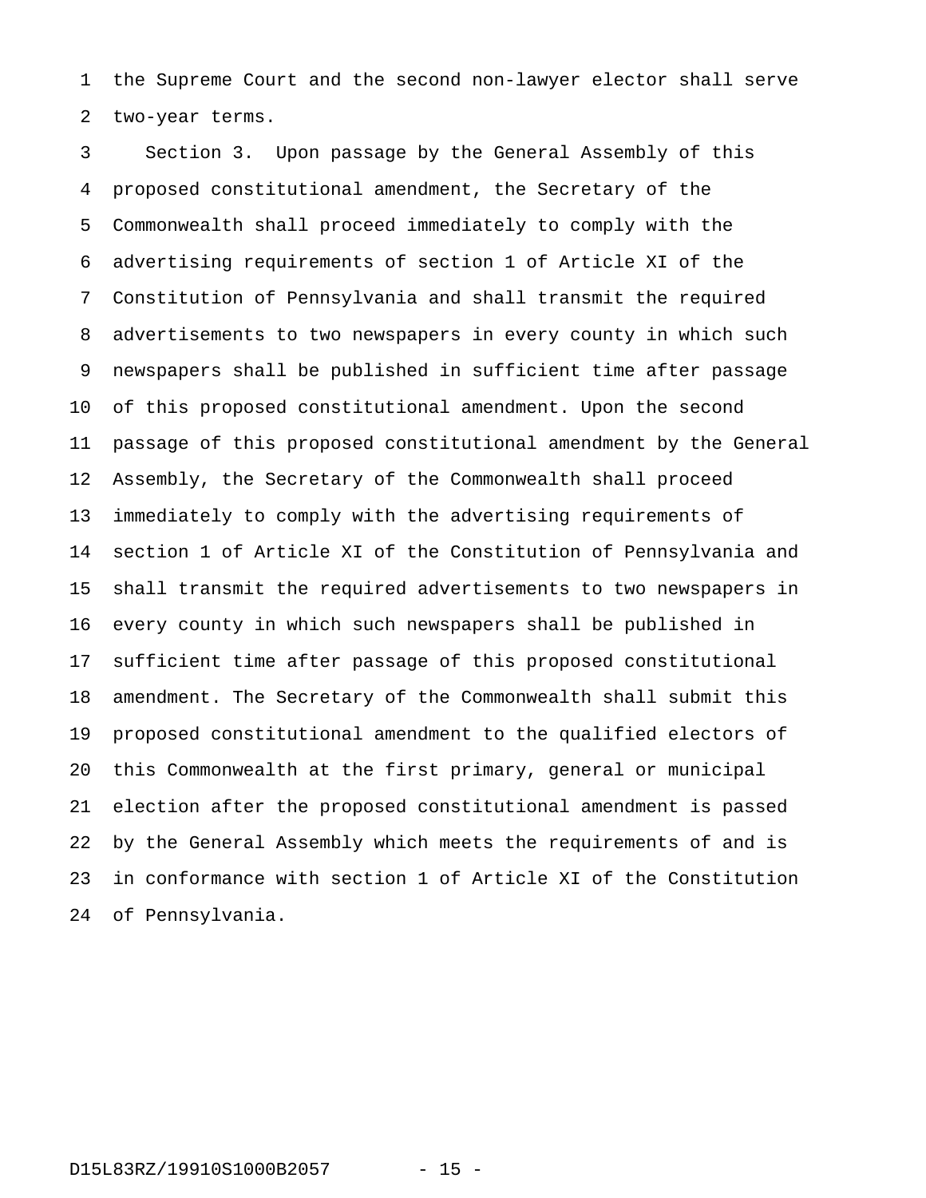the Supreme Court and the second non-lawyer elector shall serve two-year terms.

Section 3. Upon passage by the General Assembly of this proposed constitutional amendment, the Secretary of the Commonwealth shall proceed immediately to comply with the advertising requirements of section 1 of Article XI of the Constitution of Pennsylvania and shall transmit the required advertisements to two newspapers in every county in which such newspapers shall be published in sufficient time after passage of this proposed constitutional amendment. Upon the second passage of this proposed constitutional amendment by the General Assembly, the Secretary of the Commonwealth shall proceed immediately to comply with the advertising requirements of section 1 of Article XI of the Constitution of Pennsylvania and shall transmit the required advertisements to two newspapers in every county in which such newspapers shall be published in sufficient time after passage of this proposed constitutional amendment. The Secretary of the Commonwealth shall submit this proposed constitutional amendment to the qualified electors of this Commonwealth at the first primary, general or municipal election after the proposed constitutional amendment is passed by the General Assembly which meets the requirements of and is in conformance with section 1 of Article XI of the Constitution of Pennsylvania.